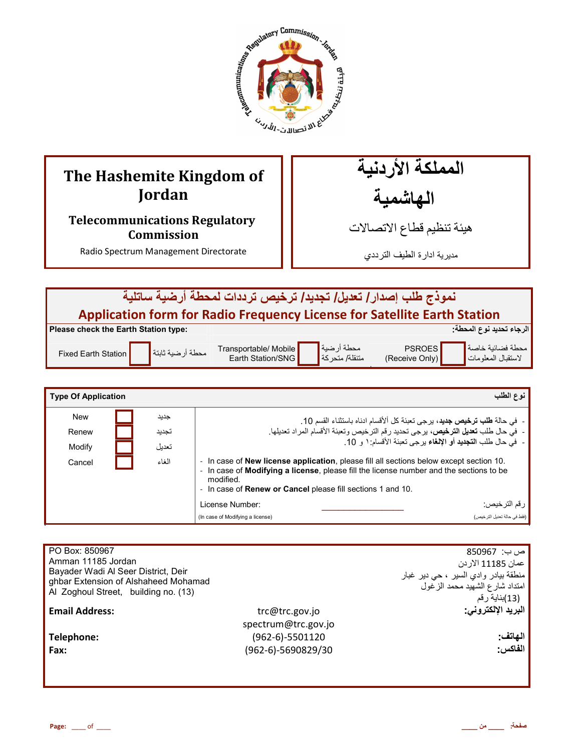| The Hashemite Kingdom of Jordan | المملكة الأردنية الهاشمية |
|---|---|
| **Telecommunications Regulatory Commission** | هيئة تنظيم قطاع الاتصالات |
| Radio Spectrum Management Directorate | مديرية ادارة الطيف الترددي |

## نموذج طلب إصدار/ تعديل/ تجديد/ ترخيص ترددات لمحطة أرضية ساتلية

## Application form for Radio Frequency License for Satellite Earth Station

**Please check the Earth Station type:** **الرجاء تحديد نوع المحطة:**

| | | | | | | | | |
|---|---|---|---|---|---|---|---|---|
| Fixed Earth Station | ☐ | محطة أرضية ثابتة | Transportable/ Mobile Earth Station/SNG | ☐ | محطة أرضية متنقلة/ متحركة | PSROES (Receive Only) | ☐ | محطة فضائية خاصة لاستقبال المعلومات |

| **Type Of Application** | | | **نوع الطلب** |
|---|---|---|---|
| New | ☐ | جديد | - في حالة **طلب ترخيص جديد**، يرجى تعبئة كل ألأقسام ادناه باستثناء القسم 10. |
| Renew | ☐ | تجديد | - في حال طلب **تعديل الترخيص**، يرجى تحديد رقم الترخيص وتعبئة الأقسام المراد تعديلها. |
| Modify | ☐ | تعديل | - في حال طلب **التجديد أو الإلغاء** يرجى تعبئة الأقسام:١ و 10. |
| Cancel | ☐ | الغاء | |

- In case of **New license application**, please fill all sections below except section 10.
- In case of **Modifying a license**, please fill the license number and the sections to be modified.
- In case of **Renew or Cancel** please fill sections 1 and 10.

License Number: ____________________ رقم الترخيص:

(In case of Modifying a license) (فقط في حالة تعديل الترخيص)

| | | |
|---|---|---|
| PO Box: 850967<br>Amman 11185 Jordan<br>Bayader Wadi Al Seer District, Deir ghbar Extension of Alshaheed Mohamad Al Zoghoul Street, building no. (13) | | ص ب: 850967<br>عمان 11185 الاردن<br>منطقة بيادر وادي السير ، حي دير غبار امتداد شارع الشهيد محمد الزغول<br>(13)بناية رقم |
| **Email Address:** | trc@trc.gov.jo<br>spectrum@trc.gov.jo | **البريد الإلكتروني:** |
| **Telephone:** | (962-6)-5501120 | **الهاتف:** |
| **Fax:** | (962-6)-5690829/30 | **الفاكس:** |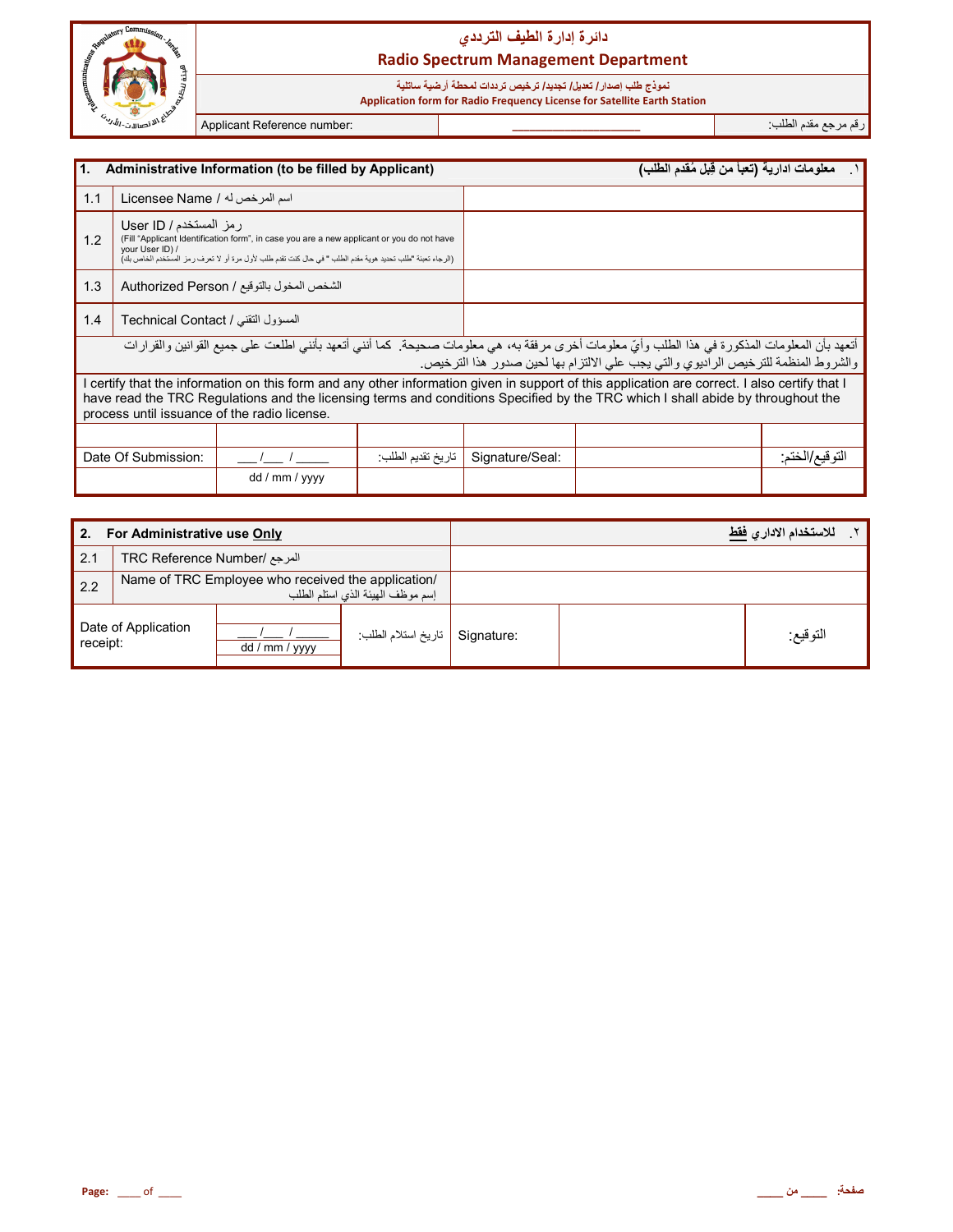# دائرة إدارة الطيف الترددي
## Radio Spectrum Management Department

نموذج طلب إصدار/ تعديل/ تجديد/ ترخيص ترددات لمحطة أرضية ساتلية
**Application form for Radio Frequency License for Satellite Earth Station**

| Applicant Reference number: | ___________________ | رقم مرجع مقدم الطلب: |
|---|---|---|

| | | |
|---|---|---|
| **1. Administrative Information (to be filled by Applicant)** | | **١. معلومات ادارية (تعبأ من قِبل مُقدم الطلب)** |
| 1.1 | Licensee Name / اسم المرخص له | |
| 1.2 | User ID / رمز المستخدم<br>(Fill "Applicant Identification form", in case you are a new applicant or you do not have your User ID) /<br>(الرجاء تعبئة "طلب تحديد هوية مقدم الطلب " في حال كنت تقدم طلب لأول مرة أو لا تعرف رمز المستخدم الخاص بك) | |
| 1.3 | Authorized Person / الشخص المخول بالتوقيع | |
| 1.4 | Technical Contact / المسؤول التقني | |

أتعهد بأن المعلومات المذكورة في هذا الطلب وأيّ معلومات أخرى مرفقة به، هي معلومات صحيحة. كما أنني أتعهد بأنني اطلعت على جميع القوانين والقرارات والشروط المنظمة للترخيص الراديوي والتي يجب علي الالتزام بها لحين صدور هذا الترخيص.

I certify that the information on this form and any other information given in support of this application are correct. I also certify that I have read the TRC Regulations and the licensing terms and conditions Specified by the TRC which I shall abide by throughout the process until issuance of the radio license.

| | | | | | |
|---|---|---|---|---|---|
| Date Of Submission: | ___/___ / _____<br>dd / mm / yyyy | تاريخ تقديم الطلب: | Signature/Seal: | | التوقيع/الختم: |

| | | | | | |
|---|---|---|---|---|---|
| **2. For Administrative use <u>Only</u>** | | | **٢. للاستخدام الاداري <u>فقط</u>** | | |
| 2.1 | TRC Reference Number/ المرجع | | | | |
| 2.2 | Name of TRC Employee who received the application/ إسم موظف الهيئة الذي استلم الطلب | | | | |
| Date of Application receipt: | ___/___ / _____<br>dd / mm / yyyy | تاريخ استلام الطلب: | Signature: | | التوقيع: |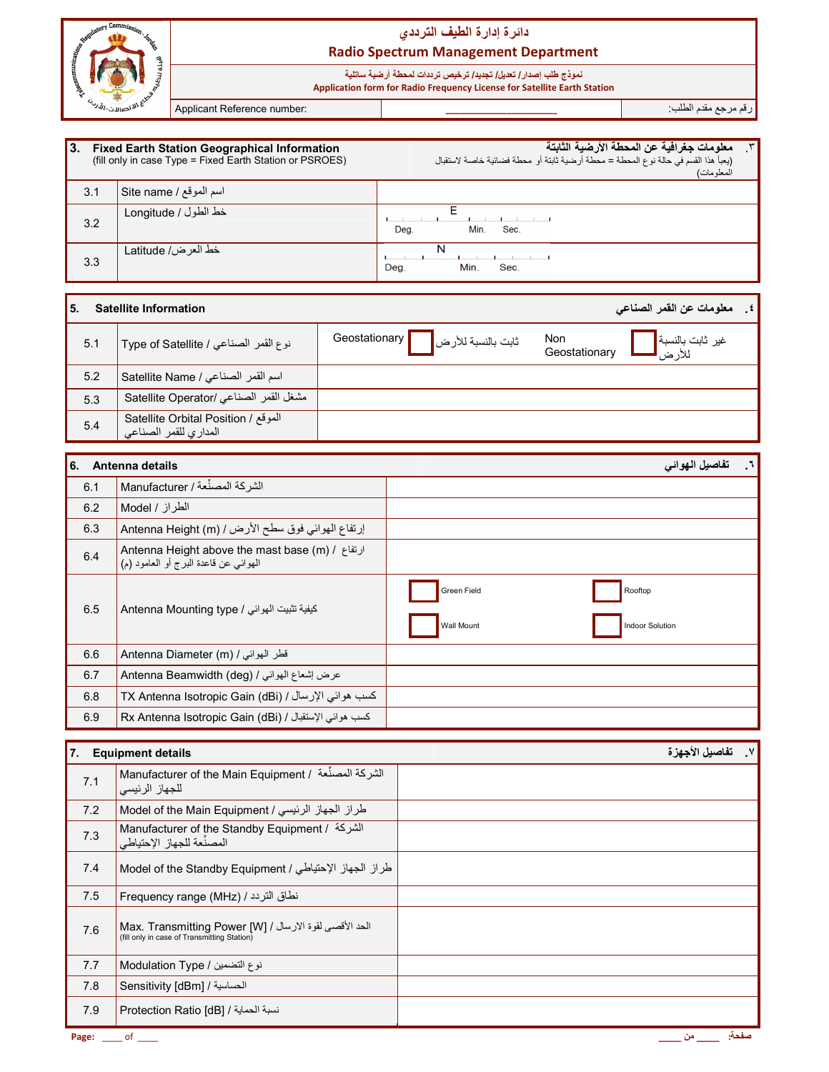# دائرة إدارة الطيف الترددي
# Radio Spectrum Management Department

نموذج طلب إصدار/ تعديل/ تجديد/ ترخيص ترددات لمحطة أرضية ساتلية

**Application form for Radio Frequency License for Satellite Earth Station**

| Applicant Reference number: | ____________________ | رقم مرجع مقدم الطلب: |
|---|---|---|

| 3. Fixed Earth Station Geographical Information (fill only in case Type = Fixed Earth Station or PSROES) | ٣. معلومات جغرافية عن المحطة الأرضية الثابتة (يعبأ هذا القسم في حالة نوع المحطة = محطة أرضية ثابتة أو محطة فضائية خاصة لاستقبال المعلومات) |
|---|---|
| 3.1 Site name / اسم الموقع | |
| 3.2 Longitude / خط الطول | E Deg. Min. Sec. |
| 3.3 Latitude / خط العرض | N Deg. Min. Sec. |

| 5. Satellite Information | | | ٤. معلومات عن القمر الصناعي |
|---|---|---|---|
| 5.1 | Type of Satellite / نوع القمر الصناعي | Geostationary ☐ ثابت بالنسبة للأرض | Non Geostationary ☐ غير ثابت بالنسبة للأرض |
| 5.2 | Satellite Name / اسم القمر الصناعي | | |
| 5.3 | Satellite Operator/ مشغل القمر الصناعي | | |
| 5.4 | Satellite Orbital Position / الموقع المداري للقمر الصناعي | | |

| 6. Antenna details | | | ٦. تفاصيل الهوائي |
|---|---|---|---|
| 6.1 | Manufacturer / الشركة المصنِّعة | | |
| 6.2 | Model / الطراز | | |
| 6.3 | Antenna Height (m) / إرتفاع الهوائي فوق سطح الأرض | | |
| 6.4 | Antenna Height above the mast base (m) / ارتفاع الهوائي عن قاعدة البرج أو العامود (م) | | |
| 6.5 | Antenna Mounting type / كيفية تثبيت الهوائي | ☐ Green Field<br>☐ Wall Mount | ☐ Rooftop<br>☐ Indoor Solution |
| 6.6 | Antenna Diameter (m) / قطر الهوائي | | |
| 6.7 | Antenna Beamwidth (deg) / عرض إشعاع الهوائي | | |
| 6.8 | TX Antenna Isotropic Gain (dBi) / كسب هوائي الإرسال | | |
| 6.9 | Rx Antenna Isotropic Gain (dBi) / كسب هوائي الإستقبال | | |

| 7. Equipment details | | ٧. تفاصيل الأجهزة |
|---|---|---|
| 7.1 | Manufacturer of the Main Equipment / الشركة المصنِّعة للجهاز الرئيسي | |
| 7.2 | Model of the Main Equipment / طراز الجهاز الرئيسي | |
| 7.3 | Manufacturer of the Standby Equipment / الشركة المصنِّعة للجهاز الإحتياطي | |
| 7.4 | Model of the Standby Equipment / طراز الجهاز الإحتياطي | |
| 7.5 | Frequency range (MHz) / نطاق التردد | |
| 7.6 | Max. Transmitting Power [W] / الحد الأقصى لقوة الارسال (fill only in case of Transmitting Station) | |
| 7.7 | Modulation Type / نوع التضمين | |
| 7.8 | Sensitivity [dBm] / الحساسية | |
| 7.9 | Protection Ratio [dB] / نسبة الحماية | |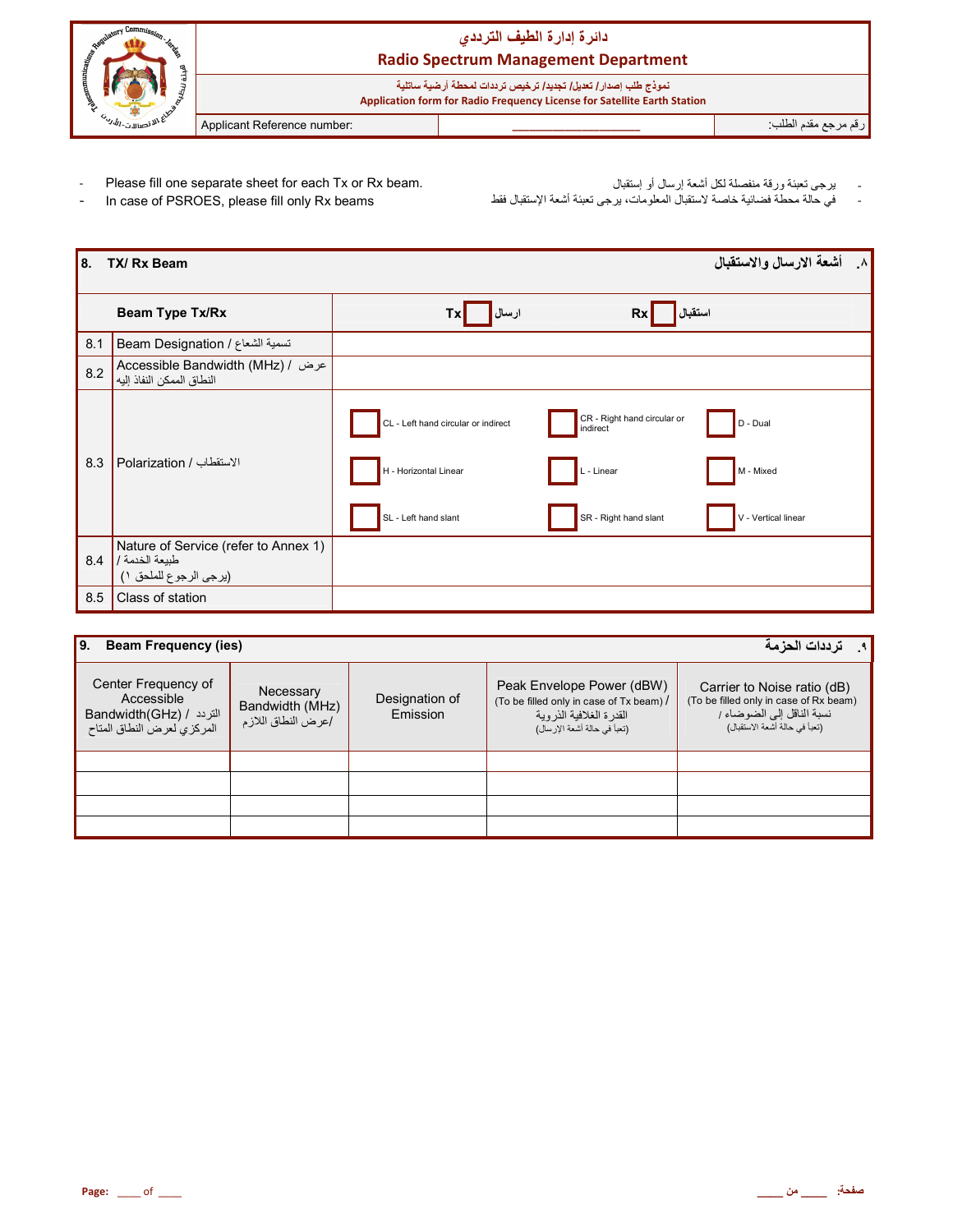دائرة إدارة الطيف الترددي

**Radio Spectrum Management Department**

نموذج طلب إصدار/ تعديل/ تجديد/ ترخيص ترددات لمحطة أرضية ساتلية

**Application form for Radio Frequency License for Satellite Earth Station**

| Applicant Reference number: | ___________________ | رقم مرجع مقدم الطلب: |
|---|---|---|

- Please fill one separate sheet for each Tx or Rx beam.
- In case of PSROES, please fill only Rx beams

- يرجى تعبئة ورقة منفصلة لكل أشعة إرسال أو إستقبال
- في حالة محطة فضائية خاصة لاستقبال المعلومات، يرجى تعبئة أشعة الإستقبال فقط

| 8. TX/ Rx Beam | | ٨. أشعة الارسال والاستقبال |
|---|---|---|
| | Beam Type Tx/Rx | Tx ☐ ارسال Rx ☐ استقبال |
| 8.1 | Beam Designation / تسمية الشعاع | |
| 8.2 | Accessible Bandwidth (MHz) / عرض النطاق الممكن النفاذ إليه | |
| 8.3 | Polarization / الاستقطاب | ☐ CL - Left hand circular or indirect ☐ CR - Right hand circular or indirect ☐ D - Dual<br>☐ H - Horizontal Linear ☐ L - Linear ☐ M - Mixed<br>☐ SL - Left hand slant ☐ SR - Right hand slant ☐ V - Vertical linear |
| 8.4 | Nature of Service (refer to Annex 1) / طبيعة الخدمة (يرجى الرجوع للملحق ١) | |
| 8.5 | Class of station | |

**9. Beam Frequency (ies)** — ٩. ترددات الحزمة

| Center Frequency of Accessible Bandwidth(GHz) / التردد المركزي لعرض النطاق المتاح | Necessary Bandwidth (MHz) /عرض النطاق اللازم | Designation of Emission | Peak Envelope Power (dBW) (To be filled only in case of Tx beam) / القدرة الغلافية الذروية (تعبأ في حالة أشعة الارسال) | Carrier to Noise ratio (dB) (To be filled only in case of Rx beam) / نسبة الناقل إلى الضوضاء (تعبأ في حالة أشعة الاستقبال) |
|---|---|---|---|---|
| | | | | |
| | | | | |
| | | | | |
| | | | | |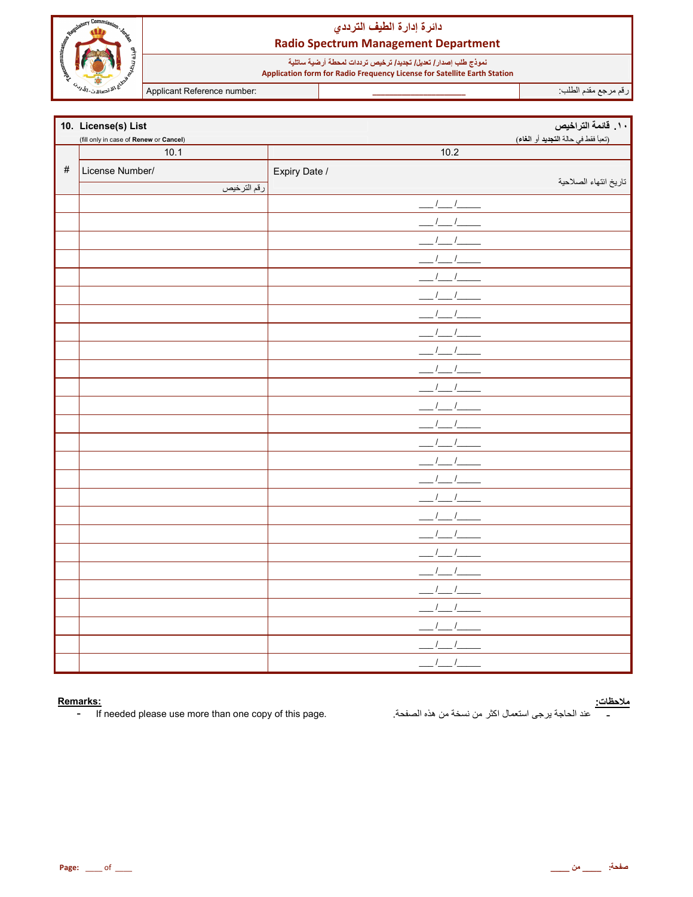دائرة إدارة الطيف الترددي

**Radio Spectrum Management Department**

نموذج طلب إصدار/ تعديل/ تجديد/ ترخيص ترددات لمحطة أرضية ساتلية

**Application form for Radio Frequency License for Satellite Earth Station**

| Applicant Reference number: | ____________________ | رقم مرجع مقدم الطلب: |
|---|---|---|

## 10. License(s) List — ١٠. قائمة التراخيص

(fill only in case of **Renew** or **Cancel**) (تعبأ فقط في حالة **التجديد** أو **الغاء**)

| # | 10.1 License Number/ رقم الترخيص | 10.2 Expiry Date / تاريخ انتهاء الصلاحية |
|---|---|---|
| | | ___/___/_____ |
| | | ___/___/_____ |
| | | ___/___/_____ |
| | | ___/___/_____ |
| | | ___/___/_____ |
| | | ___/___/_____ |
| | | ___/___/_____ |
| | | ___/___/_____ |
| | | ___/___/_____ |
| | | ___/___/_____ |
| | | ___/___/_____ |
| | | ___/___/_____ |
| | | ___/___/_____ |
| | | ___/___/_____ |
| | | ___/___/_____ |
| | | ___/___/_____ |
| | | ___/___/_____ |
| | | ___/___/_____ |
| | | ___/___/_____ |
| | | ___/___/_____ |
| | | ___/___/_____ |
| | | ___/___/_____ |
| | | ___/___/_____ |
| | | ___/___/_____ |
| | | ___/___/_____ |
| | | ___/___/_____ |

**Remarks:**

- If needed please use more than one copy of this page.

**ملاحظات:**

- عند الحاجة يرجى استعمال اكثر من نسخة من هذه الصفحة.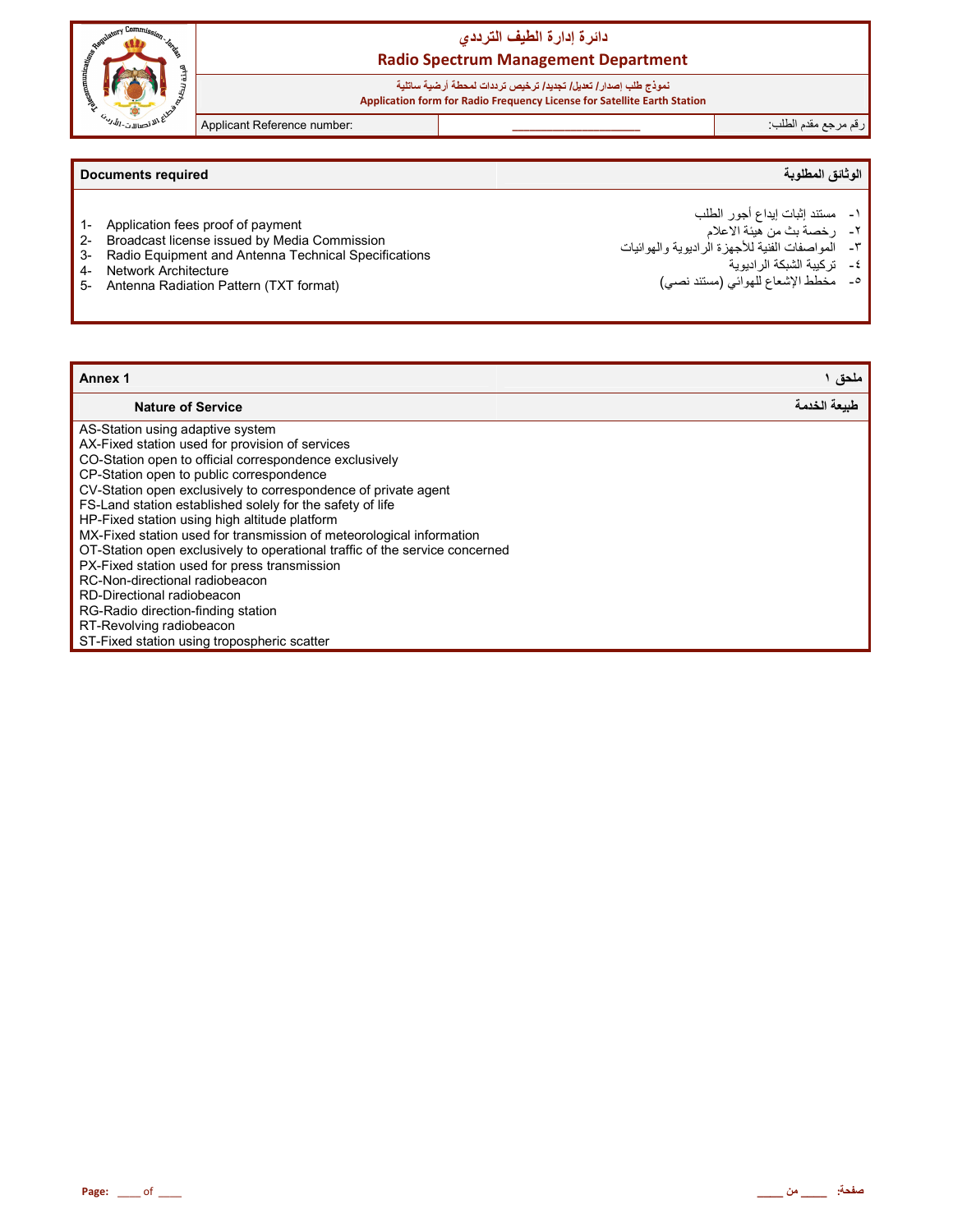# دائرة إدارة الطيف الترددي

## Radio Spectrum Management Department

نموذج طلب إصدار/ تعديل/ تجديد/ ترخيص ترددات لمحطة أرضية ساتلية

**Application form for Radio Frequency License for Satellite Earth Station**

| Applicant Reference number: | ____________________ | رقم مرجع مقدم الطلب: |
|---|---|---|

| Documents required | الوثائق المطلوبة |
|---|---|
| 1- Application fees proof of payment<br>2- Broadcast license issued by Media Commission<br>3- Radio Equipment and Antenna Technical Specifications<br>4- Network Architecture<br>5- Antenna Radiation Pattern (TXT format) | ١- مستند إثبات إيداع أجور الطلب<br>٢- رخصة بث من هيئة الاعلام<br>٣- المواصفات الفنية للأجهزة الراديوية والهوائيات<br>٤- تركيبة الشبكة الراديوية<br>٥- مخطط الإشعاع للهوائي (مستند نصي) |

| Annex 1 | ملحق ١ |
|---|---|
| **Nature of Service** | **طبيعة الخدمة** |

AS-Station using adaptive system
AX-Fixed station used for provision of services
CO-Station open to official correspondence exclusively
CP-Station open to public correspondence
CV-Station open exclusively to correspondence of private agent
FS-Land station established solely for the safety of life
HP-Fixed station using high altitude platform
MX-Fixed station used for transmission of meteorological information
OT-Station open exclusively to operational traffic of the service concerned
PX-Fixed station used for press transmission
RC-Non-directional radiobeacon
RD-Directional radiobeacon
RG-Radio direction-finding station
RT-Revolving radiobeacon
ST-Fixed station using tropospheric scatter